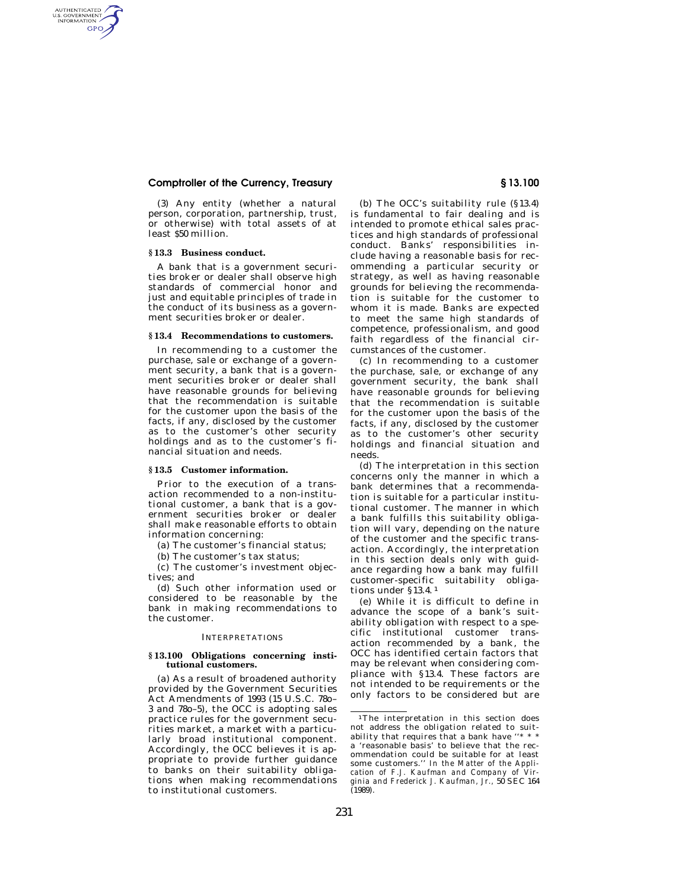(3) Any entity (whether a natural person, corporation, partnership, trust, or otherwise) with total assets of at least $50 million.

## § 13.3 Business conduct.

A bank that is a government securities broker or dealer shall observe high standards of commercial honor and just and equitable principles of trade in the conduct of its business as a government securities broker or dealer.

## § 13.4 Recommendations to customers.

In recommending to a customer the purchase, sale or exchange of a government security, a bank that is a government securities broker or dealer shall have reasonable grounds for believing that the recommendation is suitable for the customer upon the basis of the facts, if any, disclosed by the customer as to the customer's other security holdings and as to the customer's financial situation and needs.

## § 13.5 Customer information.

Prior to the execution of a transaction recommended to a non-institutional customer, a bank that is a government securities broker or dealer shall make reasonable efforts to obtain information concerning:

(a) The customer's financial status;

(b) The customer's tax status;

(c) The customer's investment objectives; and

(d) Such other information used or considered to be reasonable by the bank in making recommendations to the customer.

### INTERPRETATIONS

## § 13.100 Obligations concerning institutional customers.

(a) As a result of broadened authority provided by the Government Securities Act Amendments of 1993 (15 U.S.C. 78o–3 and 78o–5), the OCC is adopting sales practice rules for the government securities market, a market with a particularly broad institutional component. Accordingly, the OCC believes it is appropriate to provide further guidance to banks on their suitability obligations when making recommendations to institutional customers.

(b) The OCC's suitability rule (§ 13.4) is fundamental to fair dealing and is intended to promote ethical sales practices and high standards of professional conduct. Banks' responsibilities include having a reasonable basis for recommending a particular security or strategy, as well as having reasonable grounds for believing the recommendation is suitable for the customer to whom it is made. Banks are expected to meet the same high standards of competence, professionalism, and good faith regardless of the financial circumstances of the customer.

(c) In recommending to a customer the purchase, sale, or exchange of any government security, the bank shall have reasonable grounds for believing that the recommendation is suitable for the customer upon the basis of the facts, if any, disclosed by the customer as to the customer's other security holdings and financial situation and needs.

(d) The interpretation in this section concerns only the manner in which a bank determines that a recommendation is suitable for a particular institutional customer. The manner in which a bank fulfills this suitability obligation will vary, depending on the nature of the customer and the specific transaction. Accordingly, the interpretation in this section deals only with guidance regarding how a bank may fulfill customer-specific suitability obligations under § 13.4.[1]

(e) While it is difficult to define in advance the scope of a bank's suitability obligation with respect to a specific institutional customer transaction recommended by a bank, the OCC has identified certain factors that may be relevant when considering compliance with § 13.4. These factors are not intended to be requirements or the only factors to be considered but are

---

[1] The interpretation in this section does not address the obligation related to suitability that requires that a bank have "* * * a 'reasonable basis' to believe that the recommendation could be suitable for at least some customers." *In the Matter of the Application of F.J. Kaufman and Company of Virginia and Frederick J. Kaufman, Jr.*, 50 SEC 164 (1989).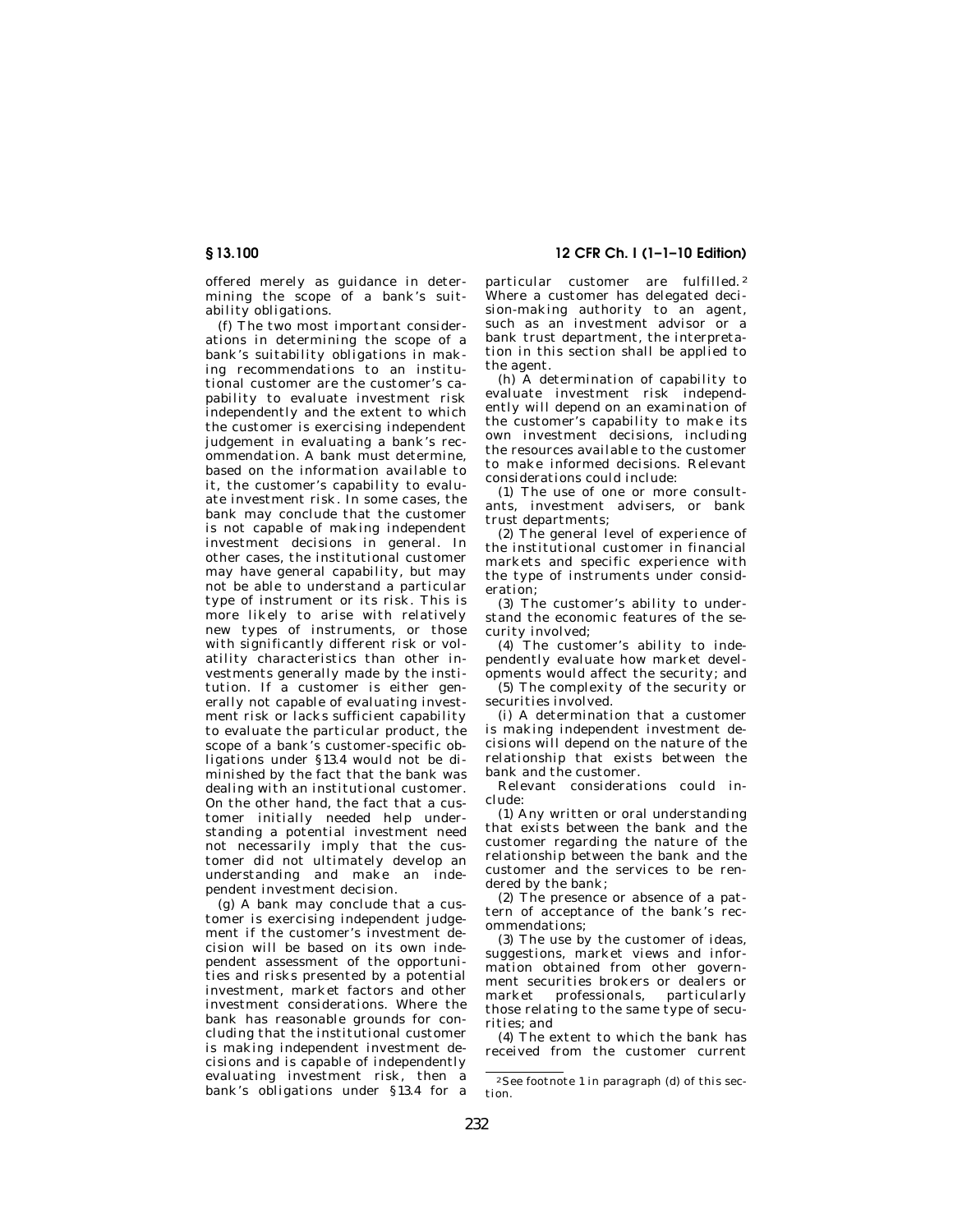offered merely as guidance in determining the scope of a bank's suitability obligations.

(f) The two most important considerations in determining the scope of a bank's suitability obligations in making recommendations to an institutional customer are the customer's capability to evaluate investment risk independently and the extent to which the customer is exercising independent judgement in evaluating a bank's recommendation. A bank must determine, based on the information available to it, the customer's capability to evaluate investment risk. In some cases, the bank may conclude that the customer is not capable of making independent investment decisions in general. In other cases, the institutional customer may have general capability, but may not be able to understand a particular type of instrument or its risk. This is more likely to arise with relatively new types of instruments, or those with significantly different risk or volatility characteristics than other investments generally made by the institution. If a customer is either generally not capable of evaluating investment risk or lacks sufficient capability to evaluate the particular product, the scope of a bank's customer-specific obligations under §13.4 would not be diminished by the fact that the bank was dealing with an institutional customer. On the other hand, the fact that a customer initially needed help understanding a potential investment need not necessarily imply that the customer did not ultimately develop an understanding and make an independent investment decision.

(g) A bank may conclude that a customer is exercising independent judgement if the customer's investment decision will be based on its own independent assessment of the opportunities and risks presented by a potential investment, market factors and other investment considerations. Where the bank has reasonable grounds for concluding that the institutional customer is making independent investment decisions and is capable of independently evaluating investment risk, then a bank's obligations under §13.4 for a particular customer are fulfilled.[2] Where a customer has delegated decision-making authority to an agent, such as an investment advisor or a bank trust department, the interpretation in this section shall be applied to the agent.

(h) A determination of capability to evaluate investment risk independently will depend on an examination of the customer's capability to make its own investment decisions, including the resources available to the customer to make informed decisions. Relevant considerations could include:

(1) The use of one or more consultants, investment advisers, or bank trust departments;

(2) The general level of experience of the institutional customer in financial markets and specific experience with the type of instruments under consideration;

(3) The customer's ability to understand the economic features of the security involved;

(4) The customer's ability to independently evaluate how market developments would affect the security; and

(5) The complexity of the security or securities involved.

(i) A determination that a customer is making independent investment decisions will depend on the nature of the relationship that exists between the bank and the customer.

Relevant considerations could include:

(1) Any written or oral understanding that exists between the bank and the customer regarding the nature of the relationship between the bank and the customer and the services to be rendered by the bank;

(2) The presence or absence of a pattern of acceptance of the bank's recommendations;

(3) The use by the customer of ideas, suggestions, market views and information obtained from other government securities brokers or dealers or market professionals, particularly those relating to the same type of securities; and

(4) The extent to which the bank has received from the customer current

---

[2] See footnote 1 in paragraph (d) of this section.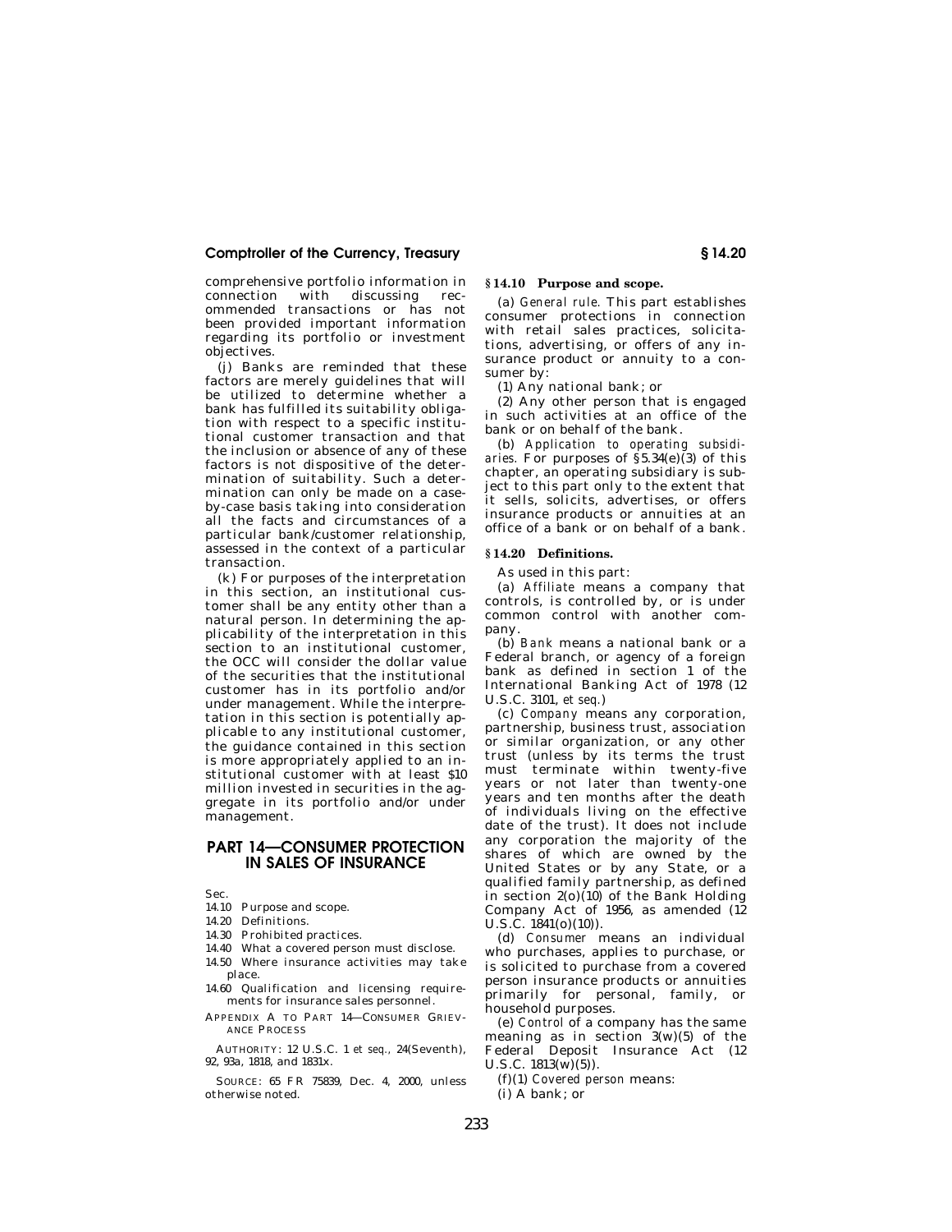comprehensive portfolio information in connection with discussing recommended transactions or has not been provided important information regarding its portfolio or investment objectives.

(j) Banks are reminded that these factors are merely guidelines that will be utilized to determine whether a bank has fulfilled its suitability obligation with respect to a specific institutional customer transaction and that the inclusion or absence of any of these factors is not dispositive of the determination of suitability. Such a determination can only be made on a case-by-case basis taking into consideration all the facts and circumstances of a particular bank/customer relationship, assessed in the context of a particular transaction.

(k) For purposes of the interpretation in this section, an institutional customer shall be any entity other than a natural person. In determining the applicability of the interpretation in this section to an institutional customer, the OCC will consider the dollar value of the securities that the institutional customer has in its portfolio and/or under management. While the interpretation in this section is potentially applicable to any institutional customer, the guidance contained in this section is more appropriately applied to an institutional customer with at least $10 million invested in securities in the aggregate in its portfolio and/or under management.

# PART 14—CONSUMER PROTECTION IN SALES OF INSURANCE

Sec.
14.10 Purpose and scope.
14.20 Definitions.
14.30 Prohibited practices.
14.40 What a covered person must disclose.
14.50 Where insurance activities may take place.
14.60 Qualification and licensing requirements for insurance sales personnel.
APPENDIX A TO PART 14—CONSUMER GRIEVANCE PROCESS

AUTHORITY: 12 U.S.C. 1 *et seq.*, 24(Seventh), 92, 93a, 1818, and 1831x.

SOURCE: 65 FR 75839, Dec. 4, 2000, unless otherwise noted.

## § 14.10 Purpose and scope.

(a) *General rule.* This part establishes consumer protections in connection with retail sales practices, solicitations, advertising, or offers of any insurance product or annuity to a consumer by:

(1) Any national bank; or

(2) Any other person that is engaged in such activities at an office of the bank or on behalf of the bank.

(b) *Application to operating subsidiaries.* For purposes of § 5.34(e)(3) of this chapter, an operating subsidiary is subject to this part only to the extent that it sells, solicits, advertises, or offers insurance products or annuities at an office of a bank or on behalf of a bank.

## § 14.20 Definitions.

As used in this part:

(a) *Affiliate* means a company that controls, is controlled by, or is under common control with another company.

(b) *Bank* means a national bank or a Federal branch, or agency of a foreign bank as defined in section 1 of the International Banking Act of 1978 (12 U.S.C. 3101, *et seq.*)

(c) *Company* means any corporation, partnership, business trust, association or similar organization, or any other trust (unless by its terms the trust must terminate within twenty-five years or not later than twenty-one years and ten months after the death of individuals living on the effective date of the trust). It does not include any corporation the majority of the shares of which are owned by the United States or by any State, or a qualified family partnership, as defined in section 2(o)(10) of the Bank Holding Company Act of 1956, as amended (12 U.S.C. 1841(o)(10)).

(d) *Consumer* means an individual who purchases, applies to purchase, or is solicited to purchase from a covered person insurance products or annuities primarily for personal, family, or household purposes.

(e) *Control* of a company has the same meaning as in section 3(w)(5) of the Federal Deposit Insurance Act (12 U.S.C. 1813(w)(5)).

(f)(1) *Covered person* means:

(i) A bank; or